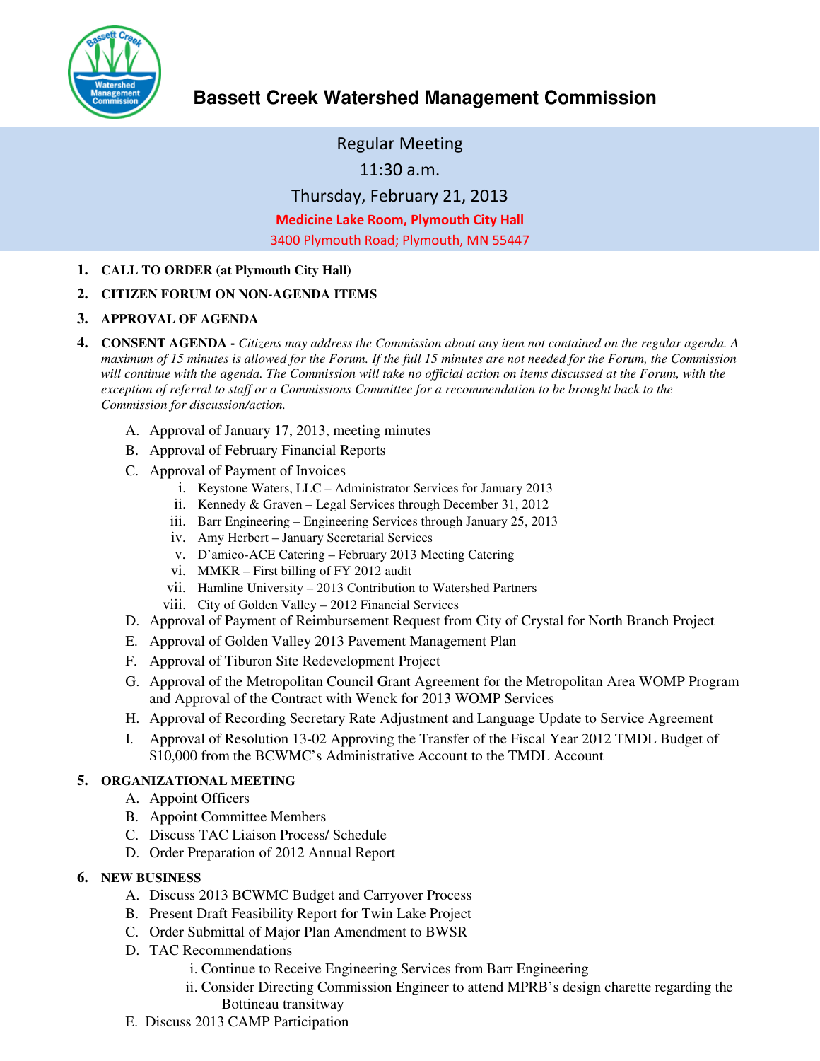# Bassett Creek Watershed Management Commission

Regular Meeting

11:30 a.m.

Thursday, February 21, 2013

**Medicine Lake Room, Plymouth City Hall**

3400 Plymouth Road; Plymouth, MN 55447

1. **CALL TO ORDER (at Plymouth City Hall)**
2. **CITIZEN FORUM ON NON-AGENDA ITEMS**
3. **APPROVAL OF AGENDA**
4. **CONSENT AGENDA** - *Citizens may address the Commission about any item not contained on the regular agenda. A maximum of 15 minutes is allowed for the Forum. If the full 15 minutes are not needed for the Forum, the Commission will continue with the agenda. The Commission will take no official action on items discussed at the Forum, with the exception of referral to staff or a Commissions Committee for a recommendation to be brought back to the Commission for discussion/action.*
   - A. Approval of January 17, 2013, meeting minutes
   - B. Approval of February Financial Reports
   - C. Approval of Payment of Invoices
     - i. Keystone Waters, LLC – Administrator Services for January 2013
     - ii. Kennedy & Graven – Legal Services through December 31, 2012
     - iii. Barr Engineering – Engineering Services through January 25, 2013
     - iv. Amy Herbert – January Secretarial Services
     - v. D'amico-ACE Catering – February 2013 Meeting Catering
     - vi. MMKR – First billing of FY 2012 audit
     - vii. Hamline University – 2013 Contribution to Watershed Partners
     - viii. City of Golden Valley – 2012 Financial Services
   - D. Approval of Payment of Reimbursement Request from City of Crystal for North Branch Project
   - E. Approval of Golden Valley 2013 Pavement Management Plan
   - F. Approval of Tiburon Site Redevelopment Project
   - G. Approval of the Metropolitan Council Grant Agreement for the Metropolitan Area WOMP Program and Approval of the Contract with Wenck for 2013 WOMP Services
   - H. Approval of Recording Secretary Rate Adjustment and Language Update to Service Agreement
   - I. Approval of Resolution 13-02 Approving the Transfer of the Fiscal Year 2012 TMDL Budget of $10,000 from the BCWMC's Administrative Account to the TMDL Account
5. **ORGANIZATIONAL MEETING**
   - A. Appoint Officers
   - B. Appoint Committee Members
   - C. Discuss TAC Liaison Process/ Schedule
   - D. Order Preparation of 2012 Annual Report
6. **NEW BUSINESS**
   - A. Discuss 2013 BCWMC Budget and Carryover Process
   - B. Present Draft Feasibility Report for Twin Lake Project
   - C. Order Submittal of Major Plan Amendment to BWSR
   - D. TAC Recommendations
     - i. Continue to Receive Engineering Services from Barr Engineering
     - ii. Consider Directing Commission Engineer to attend MPRB's design charette regarding the Bottineau transitway
   - E. Discuss 2013 CAMP Participation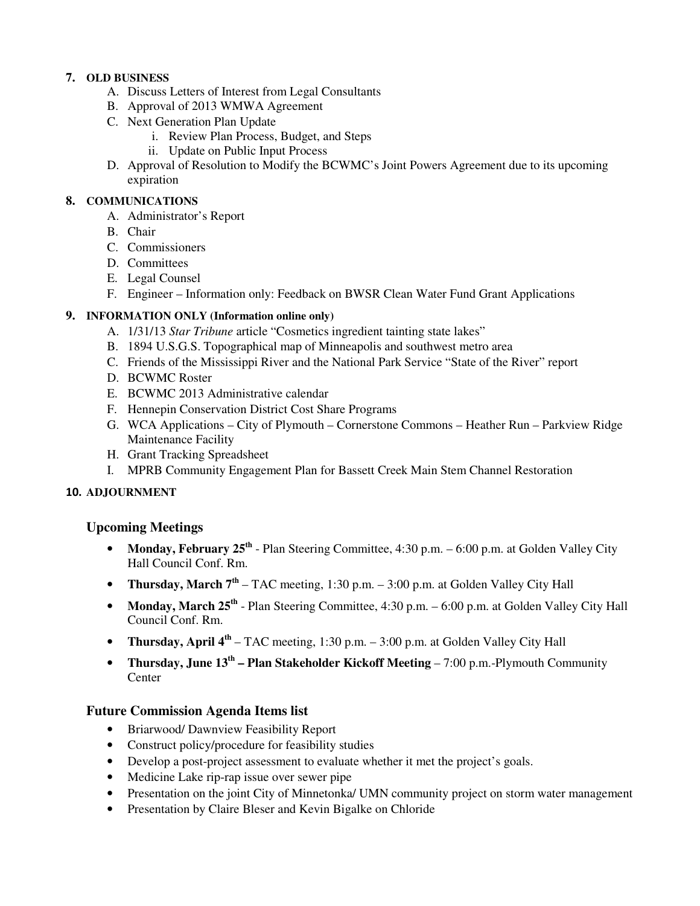**7. OLD BUSINESS**

A. Discuss Letters of Interest from Legal Consultants
B. Approval of 2013 WMWA Agreement
C. Next Generation Plan Update
    i. Review Plan Process, Budget, and Steps
    ii. Update on Public Input Process
D. Approval of Resolution to Modify the BCWMC's Joint Powers Agreement due to its upcoming expiration

**8. COMMUNICATIONS**

A. Administrator's Report
B. Chair
C. Commissioners
D. Committees
E. Legal Counsel
F. Engineer – Information only: Feedback on BWSR Clean Water Fund Grant Applications

**9. INFORMATION ONLY (Information online only)**

A. 1/31/13 *Star Tribune* article "Cosmetics ingredient tainting state lakes"
B. 1894 U.S.G.S. Topographical map of Minneapolis and southwest metro area
C. Friends of the Mississippi River and the National Park Service "State of the River" report
D. BCWMC Roster
E. BCWMC 2013 Administrative calendar
F. Hennepin Conservation District Cost Share Programs
G. WCA Applications – City of Plymouth – Cornerstone Commons – Heather Run – Parkview Ridge Maintenance Facility
H. Grant Tracking Spreadsheet
I. MPRB Community Engagement Plan for Bassett Creek Main Stem Channel Restoration

**10. ADJOURNMENT**

## Upcoming Meetings

- **Monday, February 25th** - Plan Steering Committee, 4:30 p.m. – 6:00 p.m. at Golden Valley City Hall Council Conf. Rm.
- **Thursday, March 7th** – TAC meeting, 1:30 p.m. – 3:00 p.m. at Golden Valley City Hall
- **Monday, March 25th** - Plan Steering Committee, 4:30 p.m. – 6:00 p.m. at Golden Valley City Hall Council Conf. Rm.
- **Thursday, April 4th** – TAC meeting, 1:30 p.m. – 3:00 p.m. at Golden Valley City Hall
- **Thursday, June 13th – Plan Stakeholder Kickoff Meeting** – 7:00 p.m.-Plymouth Community Center

## Future Commission Agenda Items list

- Briarwood/ Dawnview Feasibility Report
- Construct policy/procedure for feasibility studies
- Develop a post-project assessment to evaluate whether it met the project's goals.
- Medicine Lake rip-rap issue over sewer pipe
- Presentation on the joint City of Minnetonka/ UMN community project on storm water management
- Presentation by Claire Bleser and Kevin Bigalke on Chloride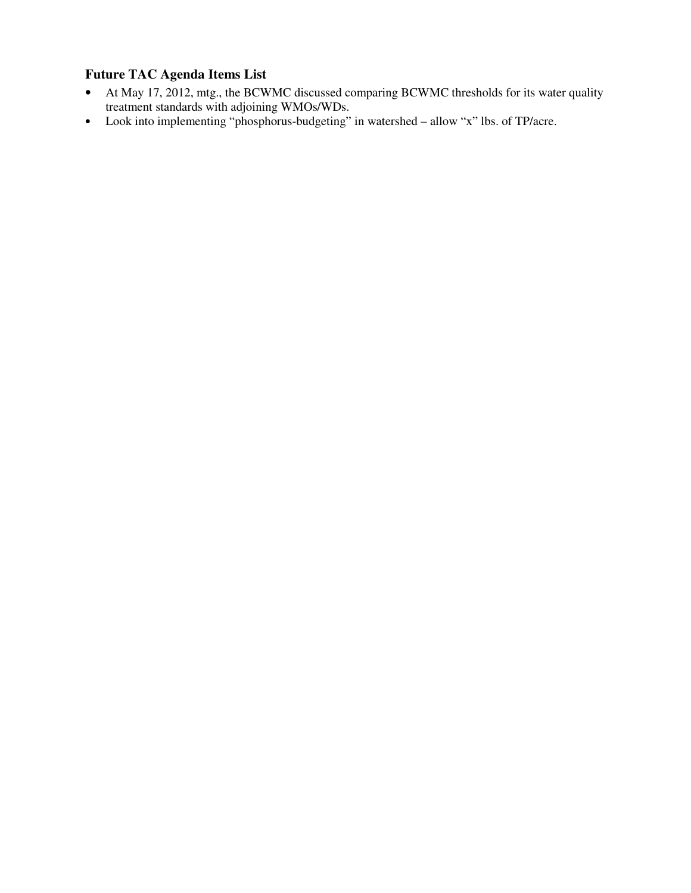### Future TAC Agenda Items List

- At May 17, 2012, mtg., the BCWMC discussed comparing BCWMC thresholds for its water quality treatment standards with adjoining WMOs/WDs.
- Look into implementing "phosphorus-budgeting" in watershed – allow "x" lbs. of TP/acre.